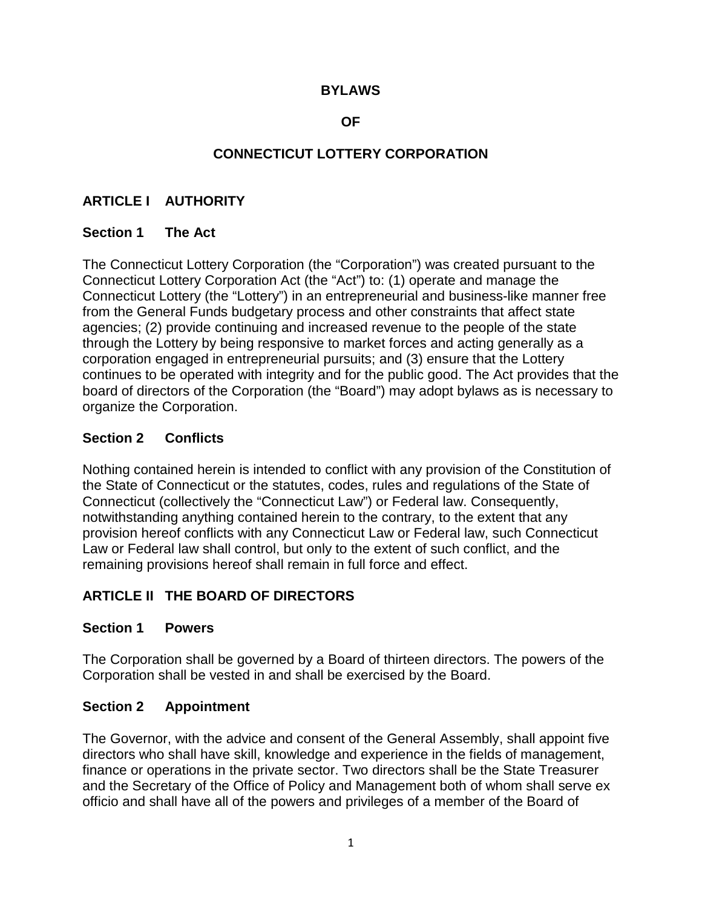# BYLAWS

# OF

# CONNECTICUT LOTTERY CORPORATION

## ARTICLE I AUTHORITY

### Section 1 The Act

The Connecticut Lottery Corporation (the "Corporation") was created pursuant to the Connecticut Lottery Corporation Act (the "Act") to: (1) operate and manage the Connecticut Lottery (the "Lottery") in an entrepreneurial and business-like manner free from the General Funds budgetary process and other constraints that affect state agencies; (2) provide continuing and increased revenue to the people of the state through the Lottery by being responsive to market forces and acting generally as a corporation engaged in entrepreneurial pursuits; and (3) ensure that the Lottery continues to be operated with integrity and for the public good. The Act provides that the board of directors of the Corporation (the "Board") may adopt bylaws as is necessary to organize the Corporation.

### Section 2 Conflicts

Nothing contained herein is intended to conflict with any provision of the Constitution of the State of Connecticut or the statutes, codes, rules and regulations of the State of Connecticut (collectively the "Connecticut Law") or Federal law. Consequently, notwithstanding anything contained herein to the contrary, to the extent that any provision hereof conflicts with any Connecticut Law or Federal law, such Connecticut Law or Federal law shall control, but only to the extent of such conflict, and the remaining provisions hereof shall remain in full force and effect.

## ARTICLE II THE BOARD OF DIRECTORS

### Section 1 Powers

The Corporation shall be governed by a Board of thirteen directors. The powers of the Corporation shall be vested in and shall be exercised by the Board.

### Section 2 Appointment

The Governor, with the advice and consent of the General Assembly, shall appoint five directors who shall have skill, knowledge and experience in the fields of management, finance or operations in the private sector. Two directors shall be the State Treasurer and the Secretary of the Office of Policy and Management both of whom shall serve ex officio and shall have all of the powers and privileges of a member of the Board of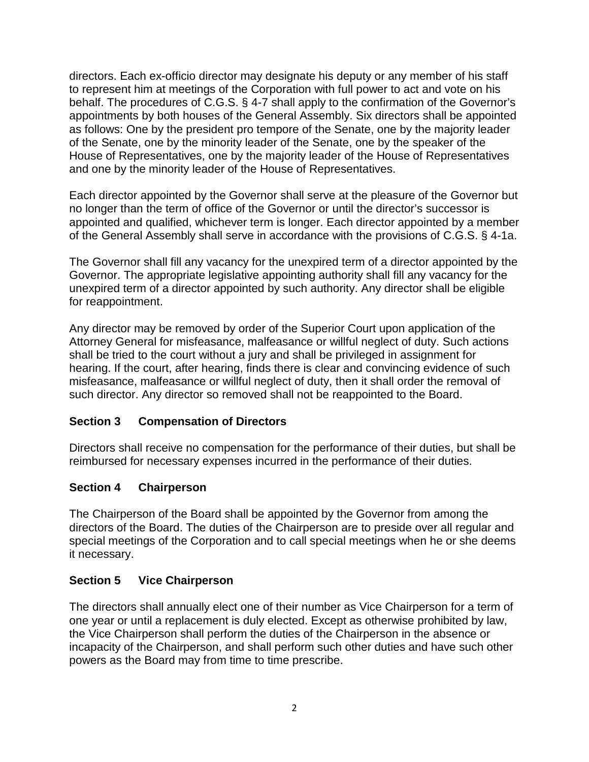directors. Each ex-officio director may designate his deputy or any member of his staff to represent him at meetings of the Corporation with full power to act and vote on his behalf. The procedures of C.G.S. § 4-7 shall apply to the confirmation of the Governor's appointments by both houses of the General Assembly. Six directors shall be appointed as follows: One by the president pro tempore of the Senate, one by the majority leader of the Senate, one by the minority leader of the Senate, one by the speaker of the House of Representatives, one by the majority leader of the House of Representatives and one by the minority leader of the House of Representatives.

Each director appointed by the Governor shall serve at the pleasure of the Governor but no longer than the term of office of the Governor or until the director's successor is appointed and qualified, whichever term is longer. Each director appointed by a member of the General Assembly shall serve in accordance with the provisions of C.G.S. § 4-1a.

The Governor shall fill any vacancy for the unexpired term of a director appointed by the Governor. The appropriate legislative appointing authority shall fill any vacancy for the unexpired term of a director appointed by such authority. Any director shall be eligible for reappointment.

Any director may be removed by order of the Superior Court upon application of the Attorney General for misfeasance, malfeasance or willful neglect of duty. Such actions shall be tried to the court without a jury and shall be privileged in assignment for hearing. If the court, after hearing, finds there is clear and convincing evidence of such misfeasance, malfeasance or willful neglect of duty, then it shall order the removal of such director. Any director so removed shall not be reappointed to the Board.

### Section 3 Compensation of Directors

Directors shall receive no compensation for the performance of their duties, but shall be reimbursed for necessary expenses incurred in the performance of their duties.

### Section 4 Chairperson

The Chairperson of the Board shall be appointed by the Governor from among the directors of the Board. The duties of the Chairperson are to preside over all regular and special meetings of the Corporation and to call special meetings when he or she deems it necessary.

### Section 5 Vice Chairperson

The directors shall annually elect one of their number as Vice Chairperson for a term of one year or until a replacement is duly elected. Except as otherwise prohibited by law, the Vice Chairperson shall perform the duties of the Chairperson in the absence or incapacity of the Chairperson, and shall perform such other duties and have such other powers as the Board may from time to time prescribe.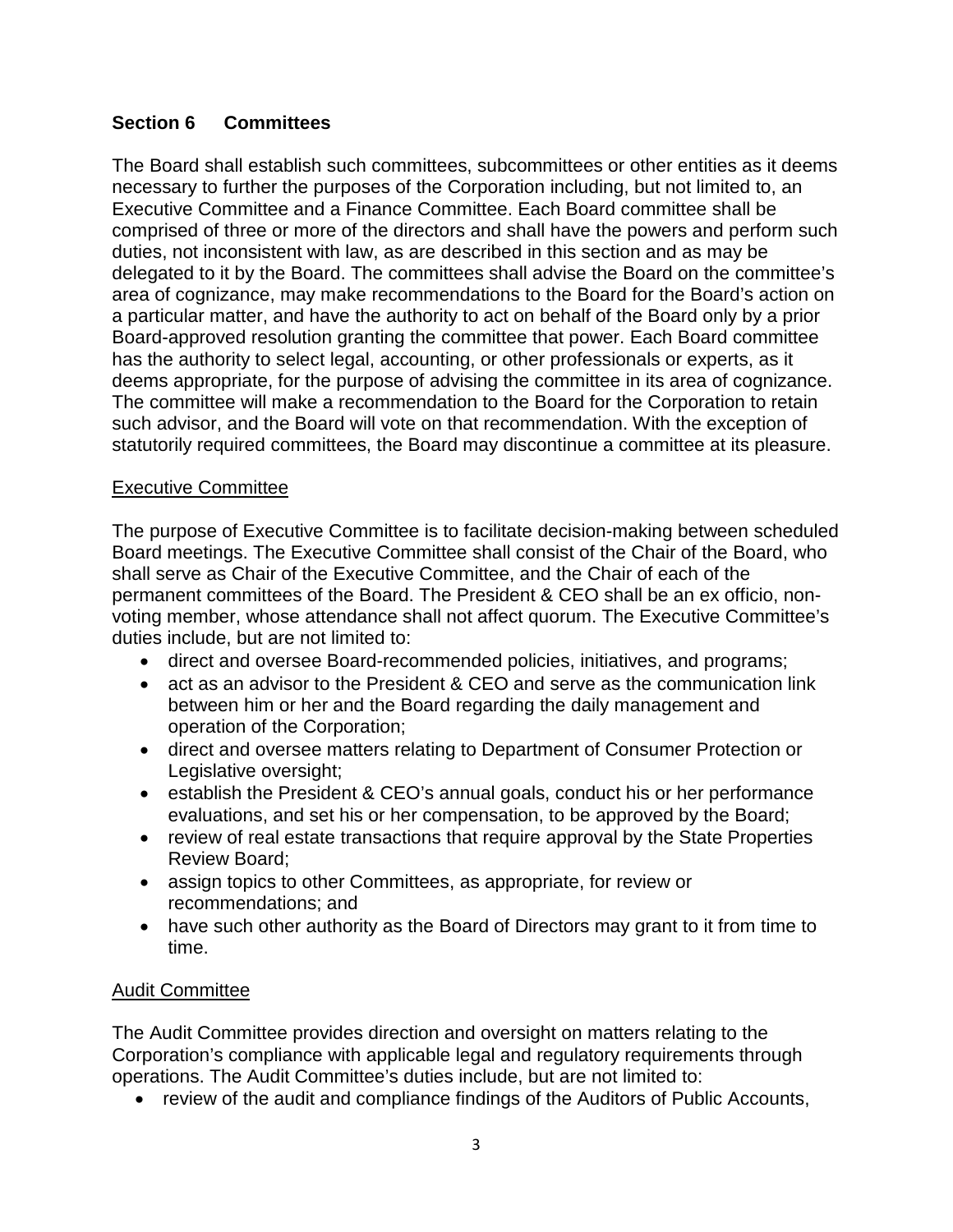## Section 6 Committees

The Board shall establish such committees, subcommittees or other entities as it deems necessary to further the purposes of the Corporation including, but not limited to, an Executive Committee and a Finance Committee. Each Board committee shall be comprised of three or more of the directors and shall have the powers and perform such duties, not inconsistent with law, as are described in this section and as may be delegated to it by the Board. The committees shall advise the Board on the committee's area of cognizance, may make recommendations to the Board for the Board's action on a particular matter, and have the authority to act on behalf of the Board only by a prior Board-approved resolution granting the committee that power. Each Board committee has the authority to select legal, accounting, or other professionals or experts, as it deems appropriate, for the purpose of advising the committee in its area of cognizance. The committee will make a recommendation to the Board for the Corporation to retain such advisor, and the Board will vote on that recommendation. With the exception of statutorily required committees, the Board may discontinue a committee at its pleasure.

### Executive Committee

The purpose of Executive Committee is to facilitate decision-making between scheduled Board meetings. The Executive Committee shall consist of the Chair of the Board, who shall serve as Chair of the Executive Committee, and the Chair of each of the permanent committees of the Board. The President & CEO shall be an ex officio, non-voting member, whose attendance shall not affect quorum. The Executive Committee's duties include, but are not limited to:

- direct and oversee Board-recommended policies, initiatives, and programs;
- act as an advisor to the President & CEO and serve as the communication link between him or her and the Board regarding the daily management and operation of the Corporation;
- direct and oversee matters relating to Department of Consumer Protection or Legislative oversight;
- establish the President & CEO's annual goals, conduct his or her performance evaluations, and set his or her compensation, to be approved by the Board;
- review of real estate transactions that require approval by the State Properties Review Board;
- assign topics to other Committees, as appropriate, for review or recommendations; and
- have such other authority as the Board of Directors may grant to it from time to time.

### Audit Committee

The Audit Committee provides direction and oversight on matters relating to the Corporation's compliance with applicable legal and regulatory requirements through operations. The Audit Committee's duties include, but are not limited to:

- review of the audit and compliance findings of the Auditors of Public Accounts,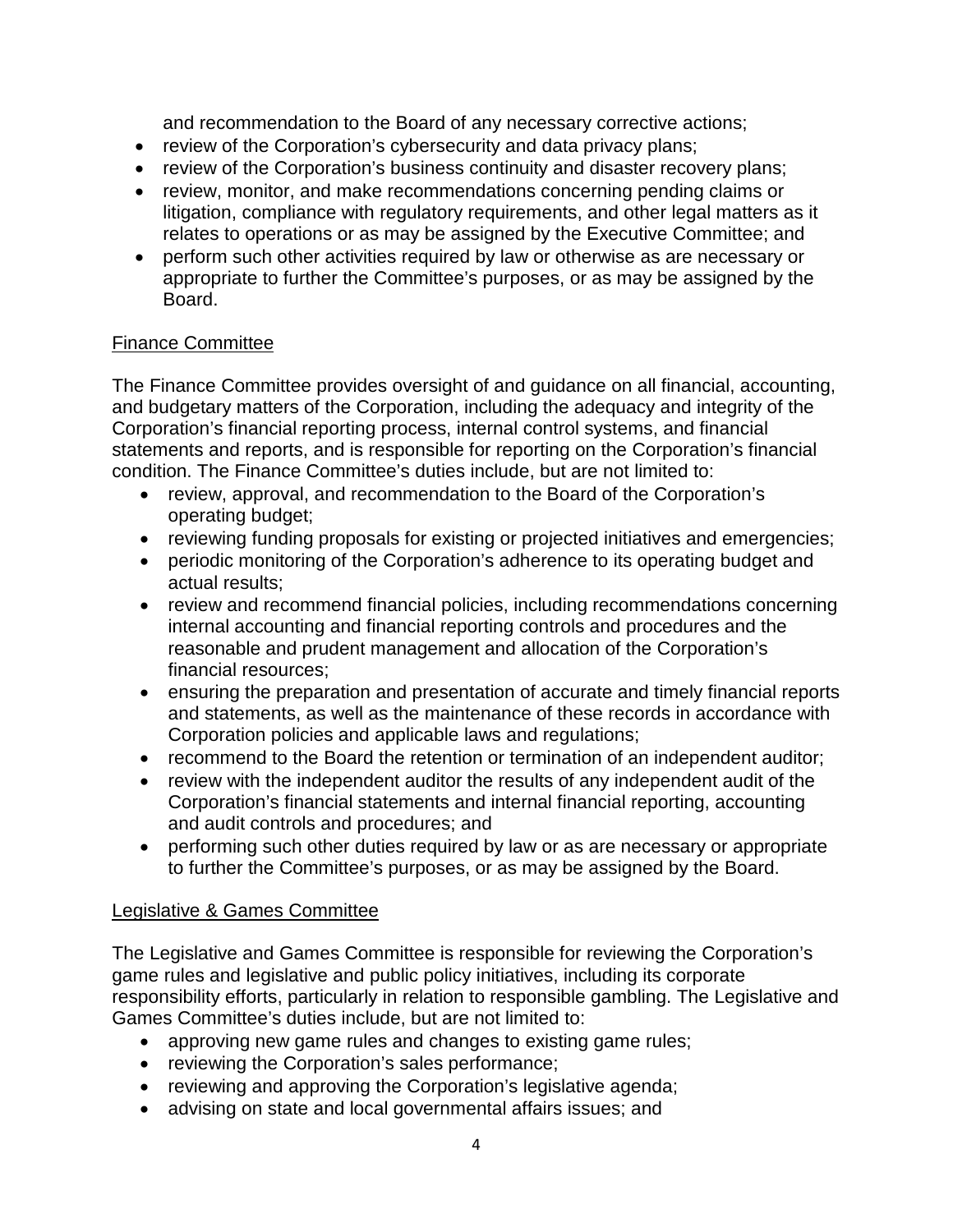and recommendation to the Board of any necessary corrective actions;

- review of the Corporation's cybersecurity and data privacy plans;
- review of the Corporation's business continuity and disaster recovery plans;
- review, monitor, and make recommendations concerning pending claims or litigation, compliance with regulatory requirements, and other legal matters as it relates to operations or as may be assigned by the Executive Committee; and
- perform such other activities required by law or otherwise as are necessary or appropriate to further the Committee's purposes, or as may be assigned by the Board.

<u>Finance Committee</u>

The Finance Committee provides oversight of and guidance on all financial, accounting, and budgetary matters of the Corporation, including the adequacy and integrity of the Corporation's financial reporting process, internal control systems, and financial statements and reports, and is responsible for reporting on the Corporation's financial condition. The Finance Committee's duties include, but are not limited to:

- review, approval, and recommendation to the Board of the Corporation's operating budget;
- reviewing funding proposals for existing or projected initiatives and emergencies;
- periodic monitoring of the Corporation's adherence to its operating budget and actual results;
- review and recommend financial policies, including recommendations concerning internal accounting and financial reporting controls and procedures and the reasonable and prudent management and allocation of the Corporation's financial resources;
- ensuring the preparation and presentation of accurate and timely financial reports and statements, as well as the maintenance of these records in accordance with Corporation policies and applicable laws and regulations;
- recommend to the Board the retention or termination of an independent auditor;
- review with the independent auditor the results of any independent audit of the Corporation's financial statements and internal financial reporting, accounting and audit controls and procedures; and
- performing such other duties required by law or as are necessary or appropriate to further the Committee's purposes, or as may be assigned by the Board.

<u>Legislative & Games Committee</u>

The Legislative and Games Committee is responsible for reviewing the Corporation's game rules and legislative and public policy initiatives, including its corporate responsibility efforts, particularly in relation to responsible gambling. The Legislative and Games Committee's duties include, but are not limited to:

- approving new game rules and changes to existing game rules;
- reviewing the Corporation's sales performance;
- reviewing and approving the Corporation's legislative agenda;
- advising on state and local governmental affairs issues; and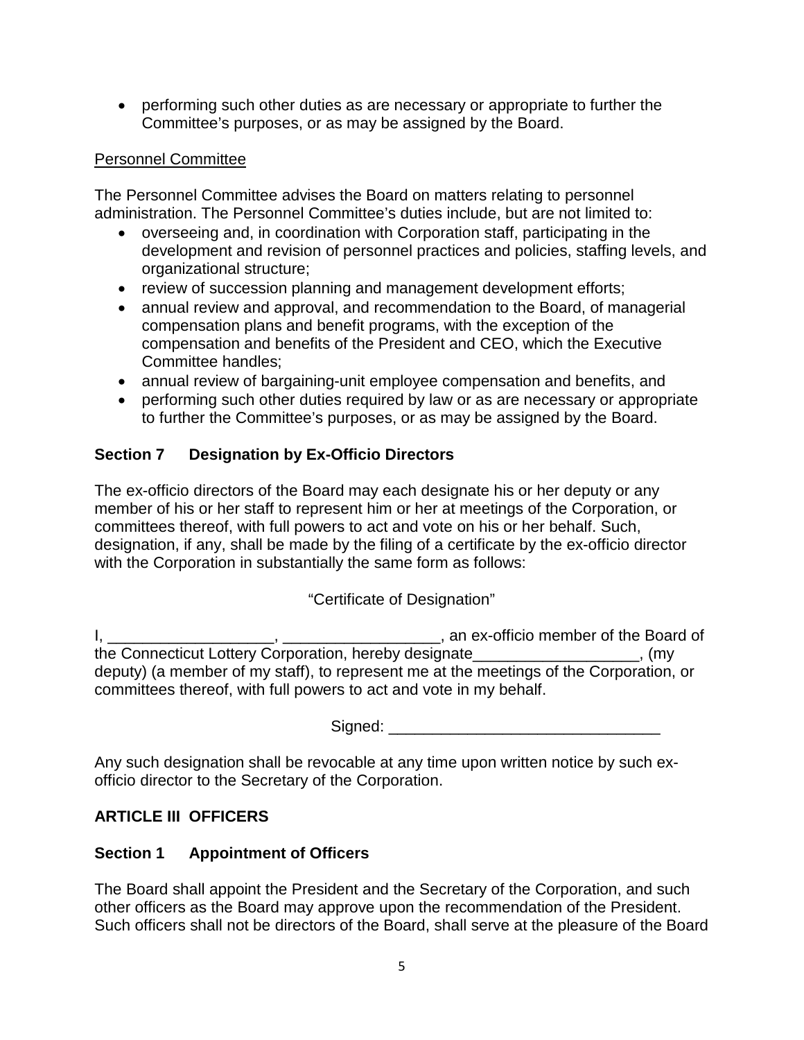- performing such other duties as are necessary or appropriate to further the Committee's purposes, or as may be assigned by the Board.

Personnel Committee

The Personnel Committee advises the Board on matters relating to personnel administration. The Personnel Committee's duties include, but are not limited to:

- overseeing and, in coordination with Corporation staff, participating in the development and revision of personnel practices and policies, staffing levels, and organizational structure;
- review of succession planning and management development efforts;
- annual review and approval, and recommendation to the Board, of managerial compensation plans and benefit programs, with the exception of the compensation and benefits of the President and CEO, which the Executive Committee handles;
- annual review of bargaining-unit employee compensation and benefits, and
- performing such other duties required by law or as are necessary or appropriate to further the Committee's purposes, or as may be assigned by the Board.

### Section 7 Designation by Ex-Officio Directors

The ex-officio directors of the Board may each designate his or her deputy or any member of his or her staff to represent him or her at meetings of the Corporation, or committees thereof, with full powers to act and vote on his or her behalf. Such, designation, if any, shall be made by the filing of a certificate by the ex-officio director with the Corporation in substantially the same form as follows:

"Certificate of Designation"

I, ___________________, __________________, an ex-officio member of the Board of the Connecticut Lottery Corporation, hereby designate___________________, (my deputy) (a member of my staff), to represent me at the meetings of the Corporation, or committees thereof, with full powers to act and vote in my behalf.

Signed: ______________________________

Any such designation shall be revocable at any time upon written notice by such ex-officio director to the Secretary of the Corporation.

## ARTICLE III OFFICERS

### Section 1 Appointment of Officers

The Board shall appoint the President and the Secretary of the Corporation, and such other officers as the Board may approve upon the recommendation of the President. Such officers shall not be directors of the Board, shall serve at the pleasure of the Board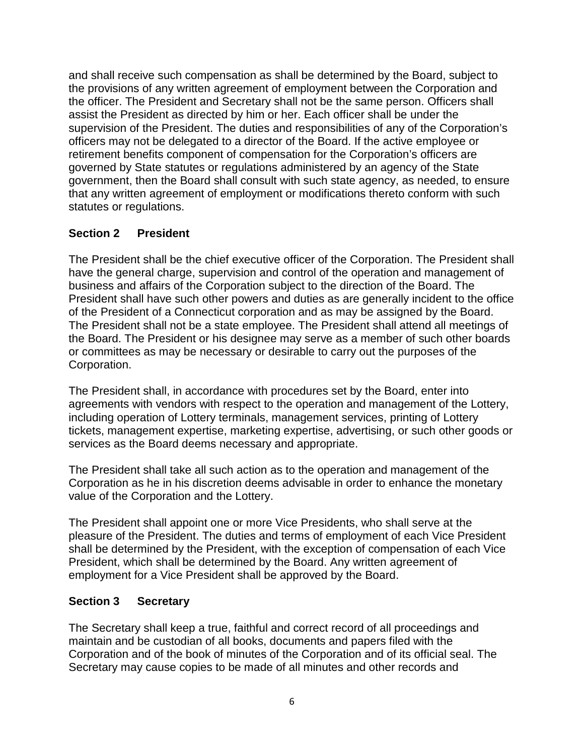and shall receive such compensation as shall be determined by the Board, subject to the provisions of any written agreement of employment between the Corporation and the officer. The President and Secretary shall not be the same person. Officers shall assist the President as directed by him or her. Each officer shall be under the supervision of the President. The duties and responsibilities of any of the Corporation's officers may not be delegated to a director of the Board. If the active employee or retirement benefits component of compensation for the Corporation's officers are governed by State statutes or regulations administered by an agency of the State government, then the Board shall consult with such state agency, as needed, to ensure that any written agreement of employment or modifications thereto conform with such statutes or regulations.

**Section 2 President**

The President shall be the chief executive officer of the Corporation. The President shall have the general charge, supervision and control of the operation and management of business and affairs of the Corporation subject to the direction of the Board. The President shall have such other powers and duties as are generally incident to the office of the President of a Connecticut corporation and as may be assigned by the Board. The President shall not be a state employee. The President shall attend all meetings of the Board. The President or his designee may serve as a member of such other boards or committees as may be necessary or desirable to carry out the purposes of the Corporation.

The President shall, in accordance with procedures set by the Board, enter into agreements with vendors with respect to the operation and management of the Lottery, including operation of Lottery terminals, management services, printing of Lottery tickets, management expertise, marketing expertise, advertising, or such other goods or services as the Board deems necessary and appropriate.

The President shall take all such action as to the operation and management of the Corporation as he in his discretion deems advisable in order to enhance the monetary value of the Corporation and the Lottery.

The President shall appoint one or more Vice Presidents, who shall serve at the pleasure of the President. The duties and terms of employment of each Vice President shall be determined by the President, with the exception of compensation of each Vice President, which shall be determined by the Board. Any written agreement of employment for a Vice President shall be approved by the Board.

**Section 3 Secretary**

The Secretary shall keep a true, faithful and correct record of all proceedings and maintain and be custodian of all books, documents and papers filed with the Corporation and of the book of minutes of the Corporation and of its official seal. The Secretary may cause copies to be made of all minutes and other records and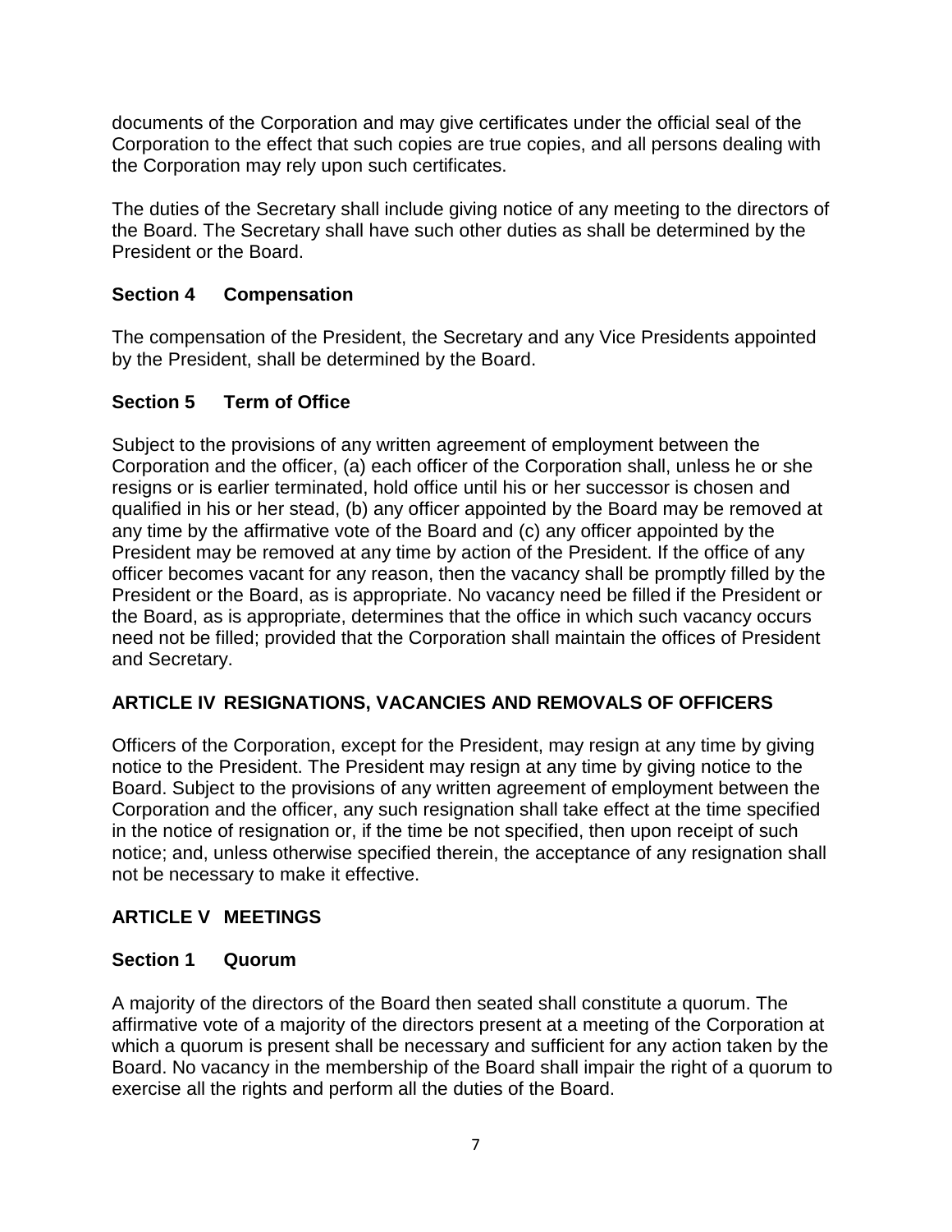documents of the Corporation and may give certificates under the official seal of the Corporation to the effect that such copies are true copies, and all persons dealing with the Corporation may rely upon such certificates.

The duties of the Secretary shall include giving notice of any meeting to the directors of the Board. The Secretary shall have such other duties as shall be determined by the President or the Board.

### Section 4 Compensation

The compensation of the President, the Secretary and any Vice Presidents appointed by the President, shall be determined by the Board.

### Section 5 Term of Office

Subject to the provisions of any written agreement of employment between the Corporation and the officer, (a) each officer of the Corporation shall, unless he or she resigns or is earlier terminated, hold office until his or her successor is chosen and qualified in his or her stead, (b) any officer appointed by the Board may be removed at any time by the affirmative vote of the Board and (c) any officer appointed by the President may be removed at any time by action of the President. If the office of any officer becomes vacant for any reason, then the vacancy shall be promptly filled by the President or the Board, as is appropriate. No vacancy need be filled if the President or the Board, as is appropriate, determines that the office in which such vacancy occurs need not be filled; provided that the Corporation shall maintain the offices of President and Secretary.

## ARTICLE IV RESIGNATIONS, VACANCIES AND REMOVALS OF OFFICERS

Officers of the Corporation, except for the President, may resign at any time by giving notice to the President. The President may resign at any time by giving notice to the Board. Subject to the provisions of any written agreement of employment between the Corporation and the officer, any such resignation shall take effect at the time specified in the notice of resignation or, if the time be not specified, then upon receipt of such notice; and, unless otherwise specified therein, the acceptance of any resignation shall not be necessary to make it effective.

## ARTICLE V MEETINGS

### Section 1 Quorum

A majority of the directors of the Board then seated shall constitute a quorum. The affirmative vote of a majority of the directors present at a meeting of the Corporation at which a quorum is present shall be necessary and sufficient for any action taken by the Board. No vacancy in the membership of the Board shall impair the right of a quorum to exercise all the rights and perform all the duties of the Board.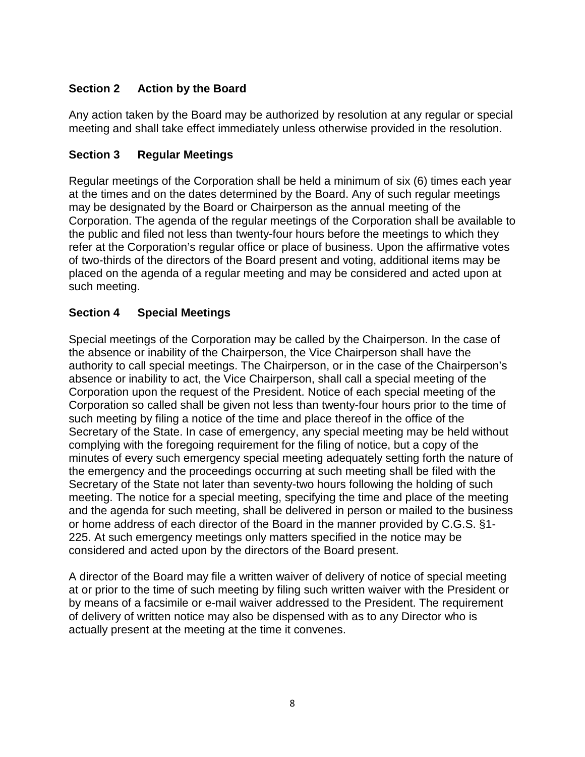## Section 2 Action by the Board

Any action taken by the Board may be authorized by resolution at any regular or special meeting and shall take effect immediately unless otherwise provided in the resolution.

## Section 3 Regular Meetings

Regular meetings of the Corporation shall be held a minimum of six (6) times each year at the times and on the dates determined by the Board. Any of such regular meetings may be designated by the Board or Chairperson as the annual meeting of the Corporation. The agenda of the regular meetings of the Corporation shall be available to the public and filed not less than twenty-four hours before the meetings to which they refer at the Corporation's regular office or place of business. Upon the affirmative votes of two-thirds of the directors of the Board present and voting, additional items may be placed on the agenda of a regular meeting and may be considered and acted upon at such meeting.

## Section 4 Special Meetings

Special meetings of the Corporation may be called by the Chairperson. In the case of the absence or inability of the Chairperson, the Vice Chairperson shall have the authority to call special meetings. The Chairperson, or in the case of the Chairperson's absence or inability to act, the Vice Chairperson, shall call a special meeting of the Corporation upon the request of the President. Notice of each special meeting of the Corporation so called shall be given not less than twenty-four hours prior to the time of such meeting by filing a notice of the time and place thereof in the office of the Secretary of the State. In case of emergency, any special meeting may be held without complying with the foregoing requirement for the filing of notice, but a copy of the minutes of every such emergency special meeting adequately setting forth the nature of the emergency and the proceedings occurring at such meeting shall be filed with the Secretary of the State not later than seventy-two hours following the holding of such meeting. The notice for a special meeting, specifying the time and place of the meeting and the agenda for such meeting, shall be delivered in person or mailed to the business or home address of each director of the Board in the manner provided by C.G.S. §1-225. At such emergency meetings only matters specified in the notice may be considered and acted upon by the directors of the Board present.

A director of the Board may file a written waiver of delivery of notice of special meeting at or prior to the time of such meeting by filing such written waiver with the President or by means of a facsimile or e-mail waiver addressed to the President. The requirement of delivery of written notice may also be dispensed with as to any Director who is actually present at the meeting at the time it convenes.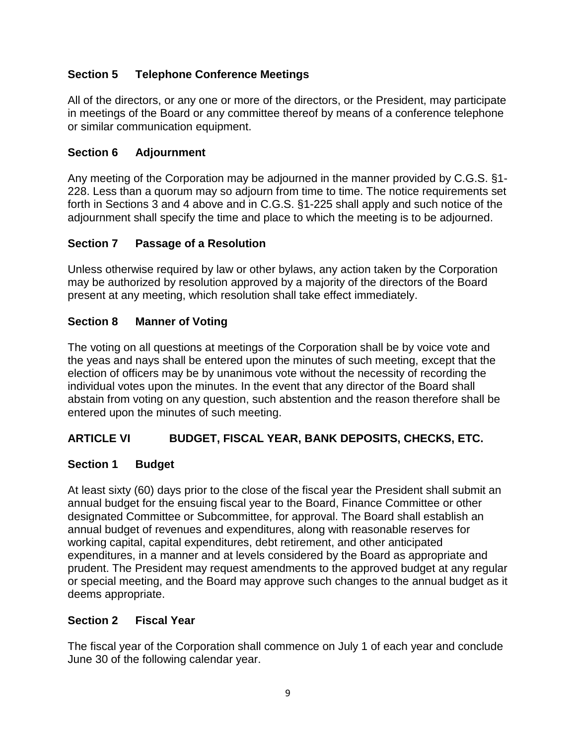### Section 5 Telephone Conference Meetings

All of the directors, or any one or more of the directors, or the President, may participate in meetings of the Board or any committee thereof by means of a conference telephone or similar communication equipment.

### Section 6 Adjournment

Any meeting of the Corporation may be adjourned in the manner provided by C.G.S. §1-228. Less than a quorum may so adjourn from time to time. The notice requirements set forth in Sections 3 and 4 above and in C.G.S. §1-225 shall apply and such notice of the adjournment shall specify the time and place to which the meeting is to be adjourned.

### Section 7 Passage of a Resolution

Unless otherwise required by law or other bylaws, any action taken by the Corporation may be authorized by resolution approved by a majority of the directors of the Board present at any meeting, which resolution shall take effect immediately.

### Section 8 Manner of Voting

The voting on all questions at meetings of the Corporation shall be by voice vote and the yeas and nays shall be entered upon the minutes of such meeting, except that the election of officers may be by unanimous vote without the necessity of recording the individual votes upon the minutes. In the event that any director of the Board shall abstain from voting on any question, such abstention and the reason therefore shall be entered upon the minutes of such meeting.

## ARTICLE VI BUDGET, FISCAL YEAR, BANK DEPOSITS, CHECKS, ETC.

### Section 1 Budget

At least sixty (60) days prior to the close of the fiscal year the President shall submit an annual budget for the ensuing fiscal year to the Board, Finance Committee or other designated Committee or Subcommittee, for approval. The Board shall establish an annual budget of revenues and expenditures, along with reasonable reserves for working capital, capital expenditures, debt retirement, and other anticipated expenditures, in a manner and at levels considered by the Board as appropriate and prudent. The President may request amendments to the approved budget at any regular or special meeting, and the Board may approve such changes to the annual budget as it deems appropriate.

### Section 2 Fiscal Year

The fiscal year of the Corporation shall commence on July 1 of each year and conclude June 30 of the following calendar year.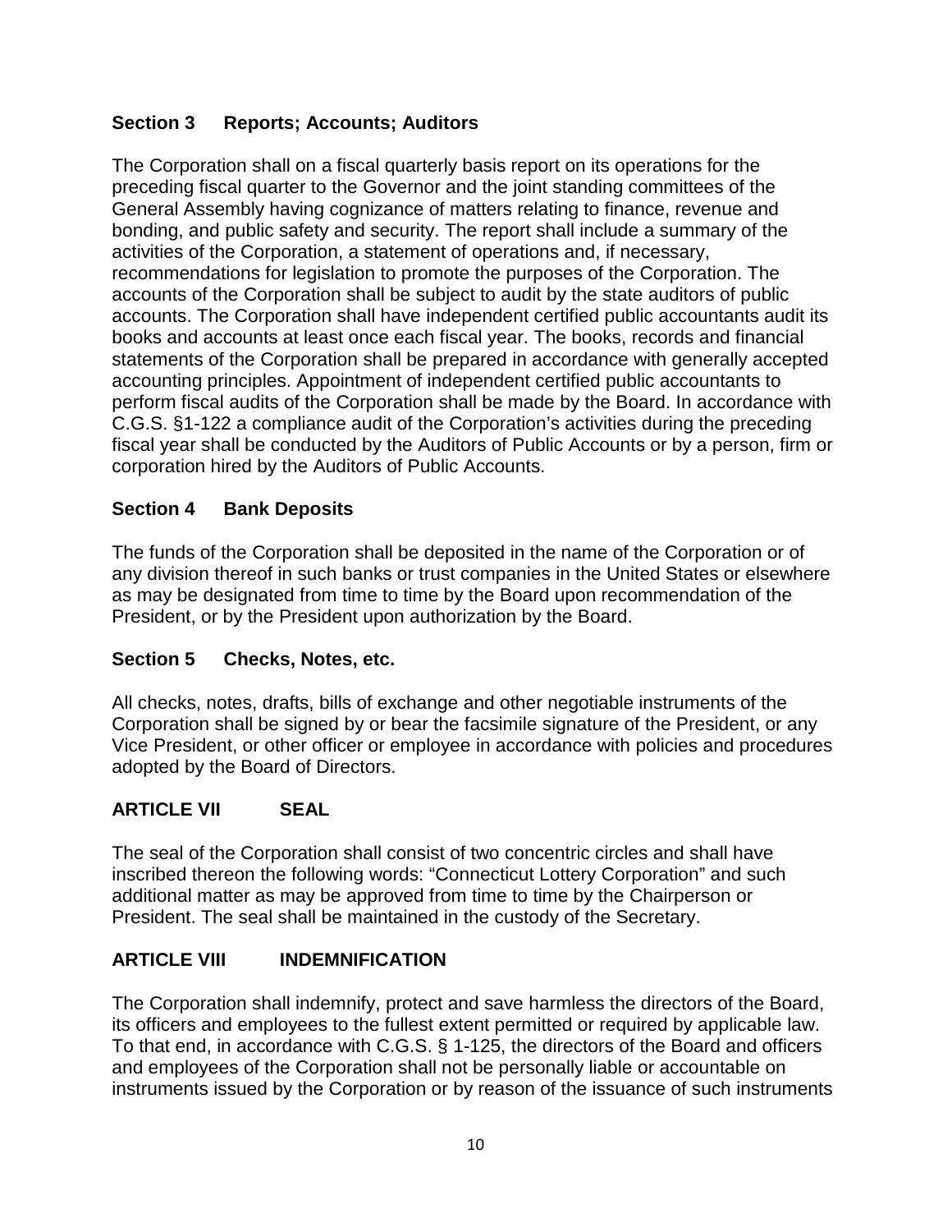### Section 3 Reports; Accounts; Auditors

The Corporation shall on a fiscal quarterly basis report on its operations for the preceding fiscal quarter to the Governor and the joint standing committees of the General Assembly having cognizance of matters relating to finance, revenue and bonding, and public safety and security. The report shall include a summary of the activities of the Corporation, a statement of operations and, if necessary, recommendations for legislation to promote the purposes of the Corporation. The accounts of the Corporation shall be subject to audit by the state auditors of public accounts. The Corporation shall have independent certified public accountants audit its books and accounts at least once each fiscal year. The books, records and financial statements of the Corporation shall be prepared in accordance with generally accepted accounting principles. Appointment of independent certified public accountants to perform fiscal audits of the Corporation shall be made by the Board. In accordance with C.G.S. §1-122 a compliance audit of the Corporation's activities during the preceding fiscal year shall be conducted by the Auditors of Public Accounts or by a person, firm or corporation hired by the Auditors of Public Accounts.

### Section 4 Bank Deposits

The funds of the Corporation shall be deposited in the name of the Corporation or of any division thereof in such banks or trust companies in the United States or elsewhere as may be designated from time to time by the Board upon recommendation of the President, or by the President upon authorization by the Board.

### Section 5 Checks, Notes, etc.

All checks, notes, drafts, bills of exchange and other negotiable instruments of the Corporation shall be signed by or bear the facsimile signature of the President, or any Vice President, or other officer or employee in accordance with policies and procedures adopted by the Board of Directors.

## ARTICLE VII SEAL

The seal of the Corporation shall consist of two concentric circles and shall have inscribed thereon the following words: "Connecticut Lottery Corporation" and such additional matter as may be approved from time to time by the Chairperson or President. The seal shall be maintained in the custody of the Secretary.

## ARTICLE VIII INDEMNIFICATION

The Corporation shall indemnify, protect and save harmless the directors of the Board, its officers and employees to the fullest extent permitted or required by applicable law. To that end, in accordance with C.G.S. § 1-125, the directors of the Board and officers and employees of the Corporation shall not be personally liable or accountable on instruments issued by the Corporation or by reason of the issuance of such instruments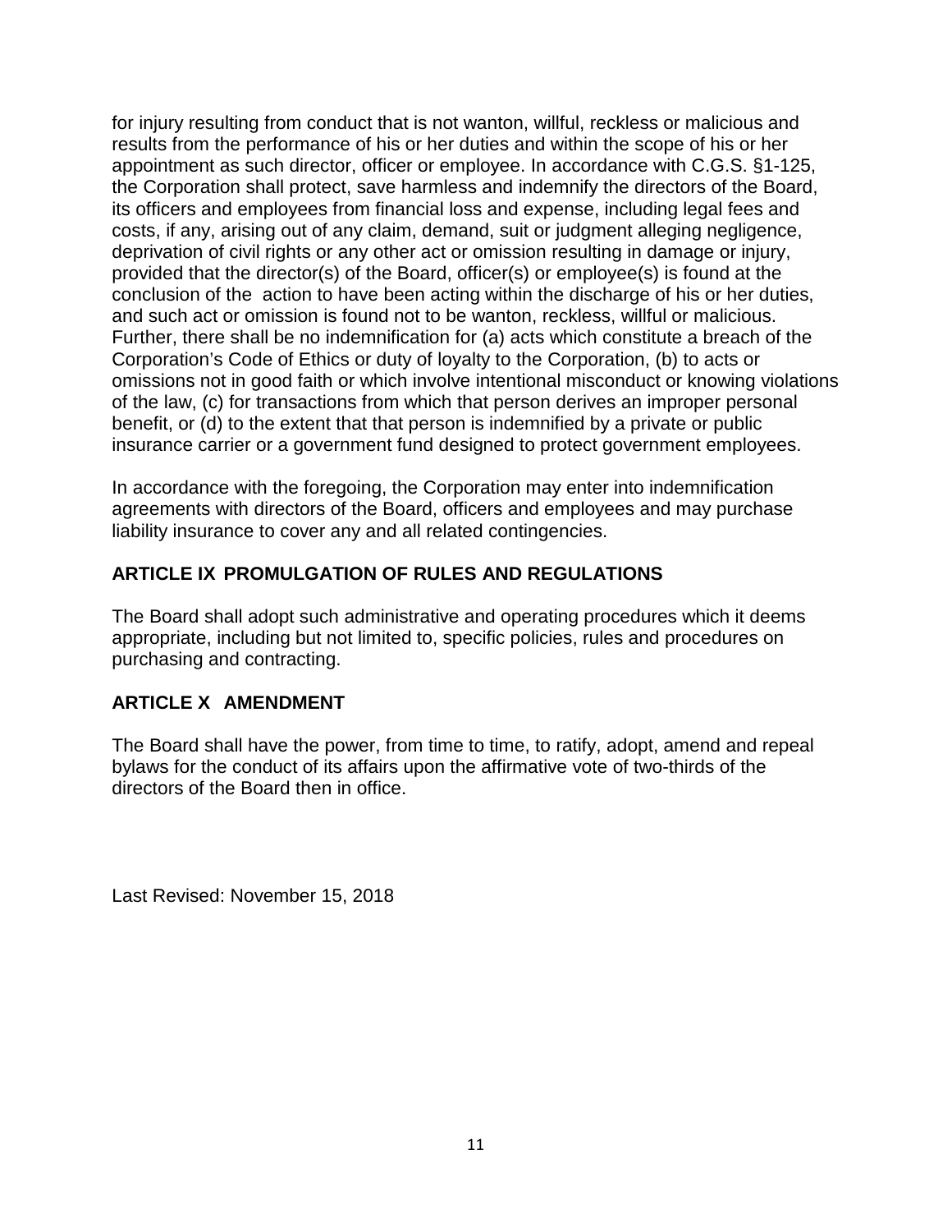for injury resulting from conduct that is not wanton, willful, reckless or malicious and results from the performance of his or her duties and within the scope of his or her appointment as such director, officer or employee. In accordance with C.G.S. §1-125, the Corporation shall protect, save harmless and indemnify the directors of the Board, its officers and employees from financial loss and expense, including legal fees and costs, if any, arising out of any claim, demand, suit or judgment alleging negligence, deprivation of civil rights or any other act or omission resulting in damage or injury, provided that the director(s) of the Board, officer(s) or employee(s) is found at the conclusion of the action to have been acting within the discharge of his or her duties, and such act or omission is found not to be wanton, reckless, willful or malicious. Further, there shall be no indemnification for (a) acts which constitute a breach of the Corporation's Code of Ethics or duty of loyalty to the Corporation, (b) to acts or omissions not in good faith or which involve intentional misconduct or knowing violations of the law, (c) for transactions from which that person derives an improper personal benefit, or (d) to the extent that that person is indemnified by a private or public insurance carrier or a government fund designed to protect government employees.

In accordance with the foregoing, the Corporation may enter into indemnification agreements with directors of the Board, officers and employees and may purchase liability insurance to cover any and all related contingencies.

## ARTICLE IX PROMULGATION OF RULES AND REGULATIONS

The Board shall adopt such administrative and operating procedures which it deems appropriate, including but not limited to, specific policies, rules and procedures on purchasing and contracting.

## ARTICLE X AMENDMENT

The Board shall have the power, from time to time, to ratify, adopt, amend and repeal bylaws for the conduct of its affairs upon the affirmative vote of two-thirds of the directors of the Board then in office.

Last Revised: November 15, 2018